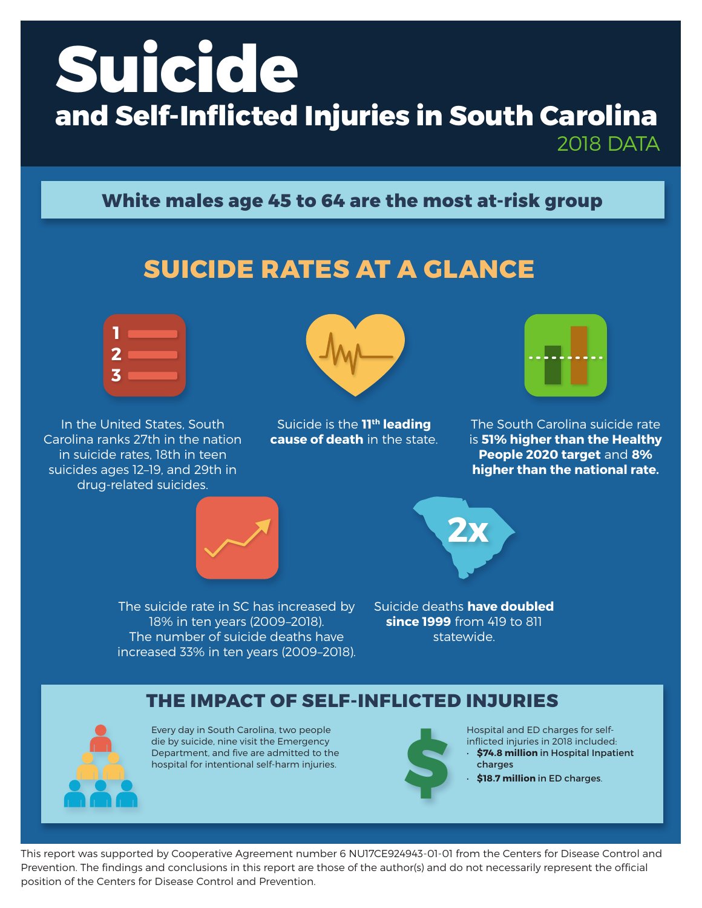# Suicide

## and Self-Inflicted Injuries in South Carolina

2018 DATA

**White males age 45 to 64 are the most at-risk group**

## SUICIDE RATES AT A GLANCE

In the United States, South Carolina ranks 27th in the nation in suicide rates, 18th in teen suicides ages 12–19, and 29th in drug-related suicides.

Suicide is the **11th leading cause of death** in the state.

The South Carolina suicide rate is **51% higher than the Healthy People 2020 target** and **8% higher than the national rate.**

The suicide rate in SC has increased by 18% in ten years (2009–2018). The number of suicide deaths have increased 33% in ten years (2009–2018).

2x

Suicide deaths **have doubled since 1999** from 419 to 811 statewide.

## THE IMPACT OF SELF-INFLICTED INJURIES

Every day in South Carolina, two people die by suicide, nine visit the Emergency Department, and five are admitted to the hospital for intentional self-harm injuries.

Hospital and ED charges for self-inflicted injuries in 2018 included:

- **$74.8 million** in Hospital Inpatient charges
- **$18.7 million** in ED charges.

This report was supported by Cooperative Agreement number 6 NU17CE924943-01-01 from the Centers for Disease Control and Prevention. The findings and conclusions in this report are those of the author(s) and do not necessarily represent the official position of the Centers for Disease Control and Prevention.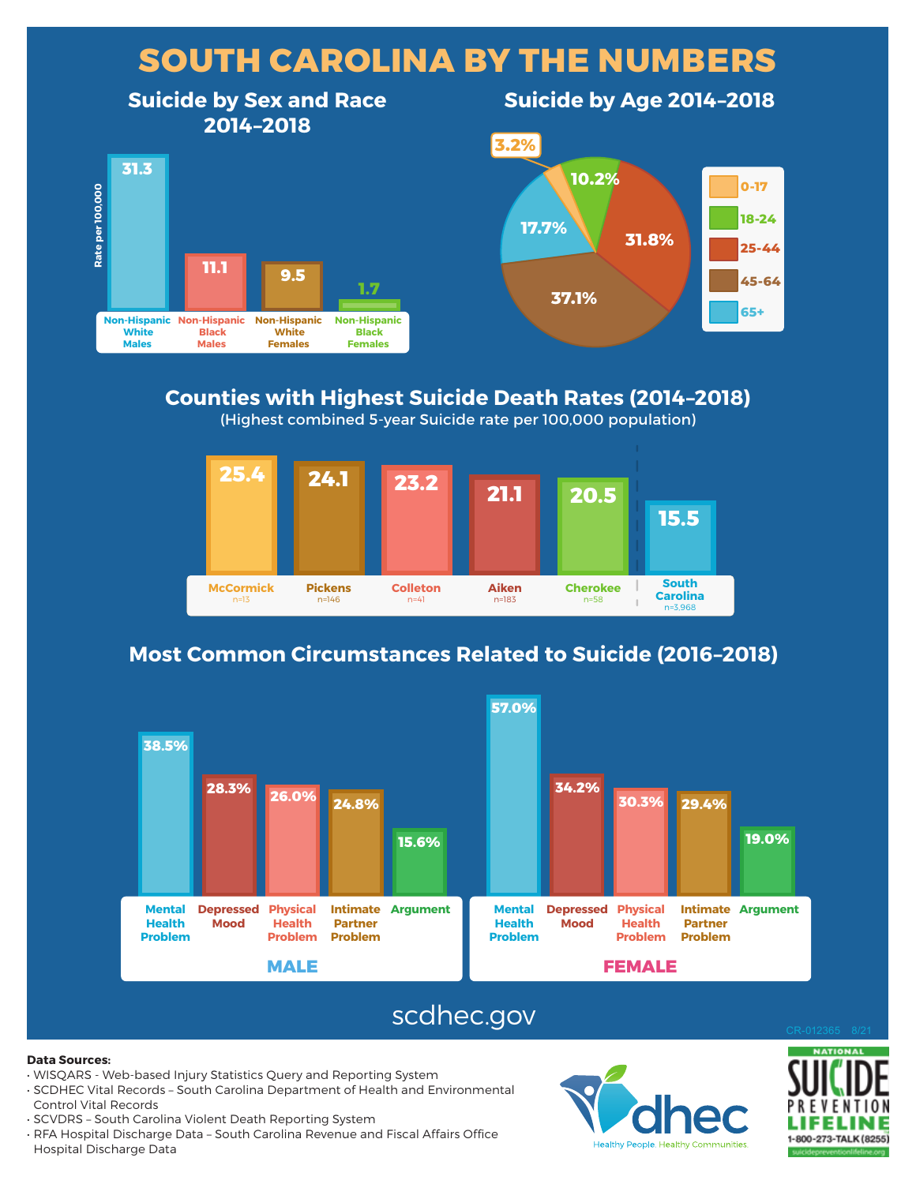# SOUTH CAROLINA BY THE NUMBERS

## Suicide by Sex and Race 2014–2018

Rate per 100,000

31.3
Non-Hispanic White Males

11.1
Non-Hispanic Black Males

9.5
Non-Hispanic White Females

1.7
Non-Hispanic Black Females

## Suicide by Age 2014–2018

3.2%
10.2%
31.8%
37.1%
17.7%

0-17
18-24
25-44
45-64
65+

## Counties with Highest Suicide Death Rates (2014–2018)

(Highest combined 5-year Suicide rate per 100,000 population)

25.4
McCormick
n=13

24.1
Pickens
n=146

23.2
Colleton
n=41

21.1
Aiken
n=183

20.5
Cherokee
n=58

15.5
South Carolina
n=3,968

## Most Common Circumstances Related to Suicide (2016–2018)

MALE

38.5%
Mental Health Problem

28.3%
Depressed Mood

26.0%
Physical Health Problem

24.8%
Intimate Partner Problem

15.6%
Argument

FEMALE

57.0%
Mental Health Problem

34.2%
Depressed Mood

30.3%
Physical Health Problem

29.4%
Intimate Partner Problem

19.0%
Argument

scdhec.gov

CR-012365 8/21

**Data Sources:**

- WISQARS - Web-based Injury Statistics Query and Reporting System
- SCDHEC Vital Records – South Carolina Department of Health and Environmental Control Vital Records
- SCVDRS – South Carolina Violent Death Reporting System
- RFA Hospital Discharge Data – South Carolina Revenue and Fiscal Affairs Office Hospital Discharge Data

dhec
Healthy People. Healthy Communities.

NATIONAL SUICIDE PREVENTION LIFELINE
1-800-273-TALK (8255)
suicidepreventionlifeline.org